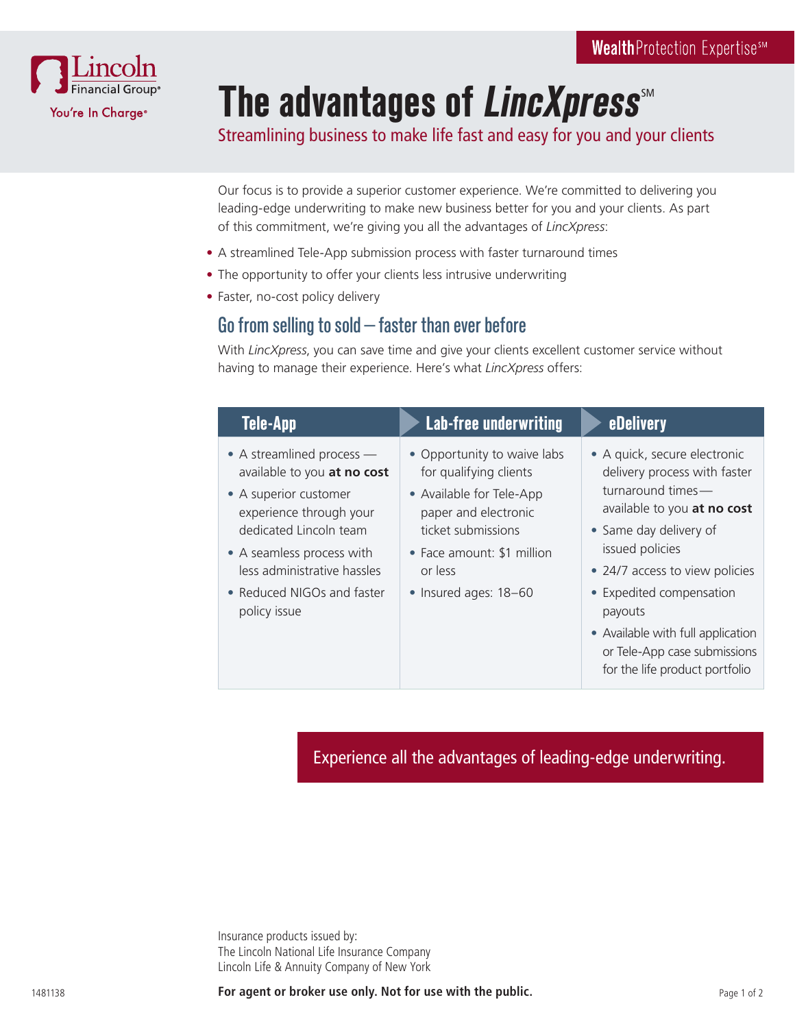Lincoln Financial Group®

You're In Charge®

**Wealth**Protection Expertise℠

# The advantages of *LincXpress*℠

Streamlining business to make life fast and easy for you and your clients

Our focus is to provide a superior customer experience. We're committed to delivering you leading-edge underwriting to make new business better for you and your clients. As part of this commitment, we're giving you all the advantages of *LincXpress*:

- A streamlined Tele-App submission process with faster turnaround times
- The opportunity to offer your clients less intrusive underwriting
- Faster, no-cost policy delivery

## Go from selling to sold — faster than ever before

With *LincXpress*, you can save time and give your clients excellent customer service without having to manage their experience. Here's what *LincXpress* offers:

| Tele-App | Lab-free underwriting | eDelivery |
|---|---|---|
| • A streamlined process — available to you **at no cost**<br>• A superior customer experience through your dedicated Lincoln team<br>• A seamless process with less administrative hassles<br>• Reduced NIGOs and faster policy issue | • Opportunity to waive labs for qualifying clients<br>• Available for Tele-App paper and electronic ticket submissions<br>• Face amount: $1 million or less<br>• Insured ages: 18–60 | • A quick, secure electronic delivery process with faster turnaround times— available to you **at no cost**<br>• Same day delivery of issued policies<br>• 24/7 access to view policies<br>• Expedited compensation payouts<br>• Available with full application or Tele-App case submissions for the life product portfolio |

Experience all the advantages of leading-edge underwriting.

Insurance products issued by:
The Lincoln National Life Insurance Company
Lincoln Life & Annuity Company of New York

1481138

**For agent or broker use only. Not for use with the public.**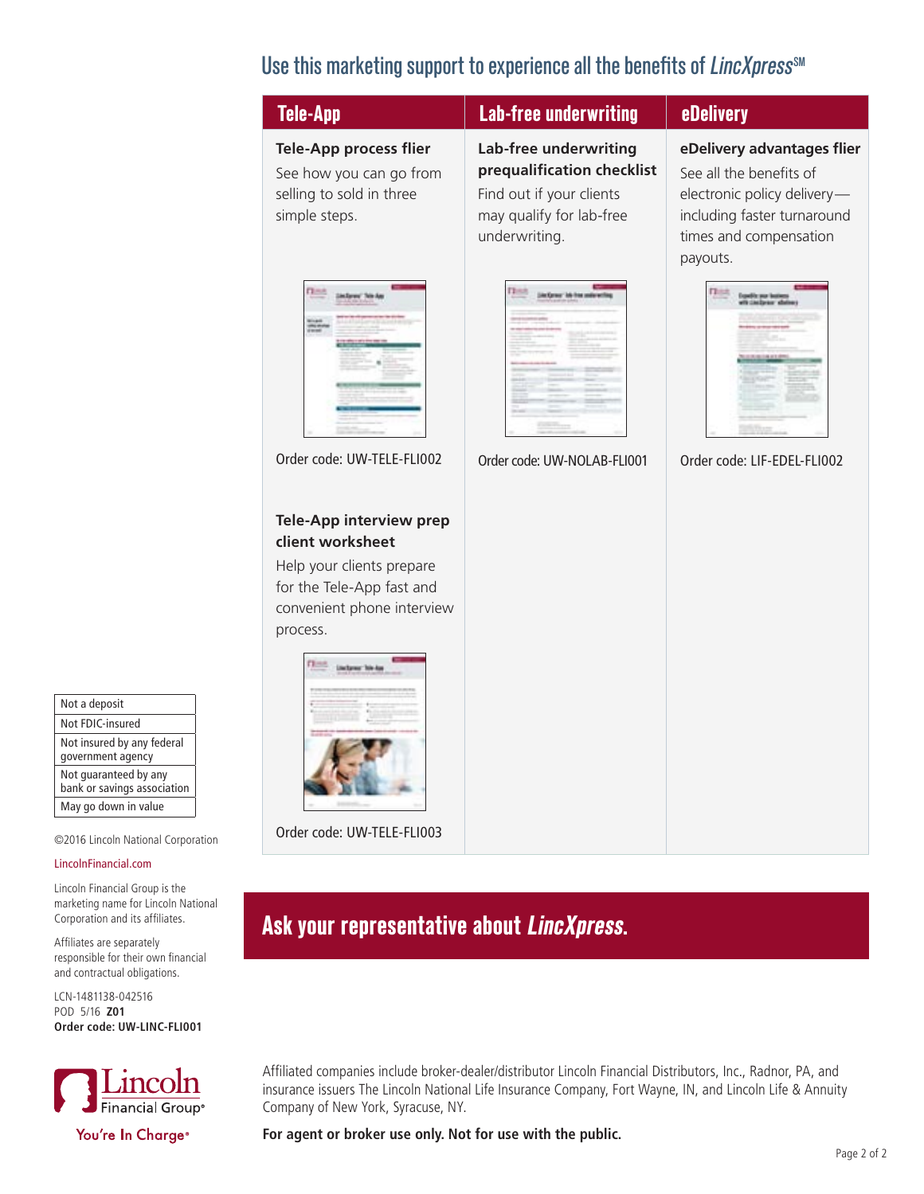## Use this marketing support to experience all the benefits of *LincXpress*SM

### Tele-App

**Tele-App process flier**

See how you can go from selling to sold in three simple steps.

Order code: UW-TELE-FLI002

**Tele-App interview prep client worksheet**

Help your clients prepare for the Tele-App fast and convenient phone interview process.

Order code: UW-TELE-FLI003

### Lab-free underwriting

**Lab-free underwriting prequalification checklist**

Find out if your clients may qualify for lab-free underwriting.

Order code: UW-NOLAB-FLI001

### eDelivery

**eDelivery advantages flier**

See all the benefits of electronic policy delivery—including faster turnaround times and compensation payouts.

Order code: LIF-EDEL-FLI002

## Ask your representative about *LincXpress*.

| |
|---|
| Not a deposit |
| Not FDIC-insured |
| Not insured by any federal government agency |
| Not guaranteed by any bank or savings association |
| May go down in value |

©2016 Lincoln National Corporation

LincolnFinancial.com

Lincoln Financial Group is the marketing name for Lincoln National Corporation and its affiliates.

Affiliates are separately responsible for their own financial and contractual obligations.

LCN-1481138-042516
POD 5/16 **Z01**
**Order code: UW-LINC-FLI001**

Lincoln Financial Group®
You're In Charge®

Affiliated companies include broker-dealer/distributor Lincoln Financial Distributors, Inc., Radnor, PA, and insurance issuers The Lincoln National Life Insurance Company, Fort Wayne, IN, and Lincoln Life & Annuity Company of New York, Syracuse, NY.

**For agent or broker use only. Not for use with the public.**